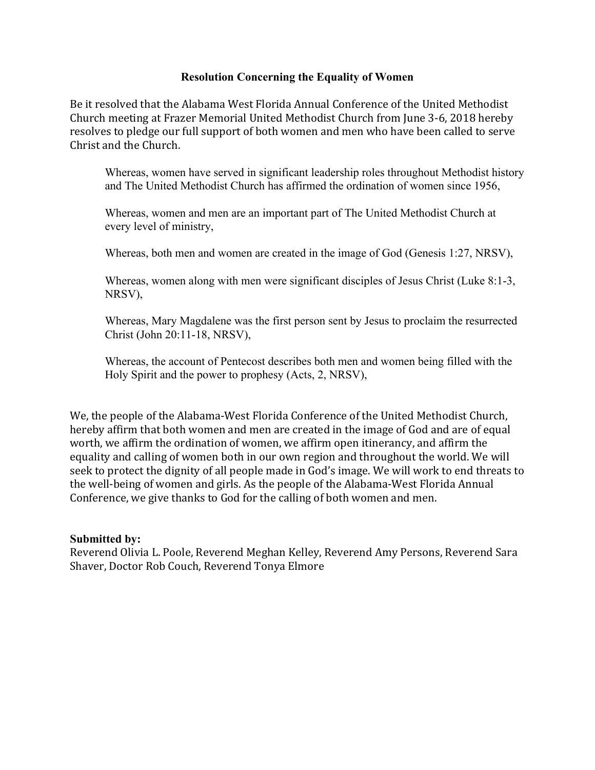**Resolution Concerning the Equality of Women**

Be it resolved that the Alabama West Florida Annual Conference of the United Methodist Church meeting at Frazer Memorial United Methodist Church from June 3-6, 2018 hereby resolves to pledge our full support of both women and men who have been called to serve Christ and the Church.

> Whereas, women have served in significant leadership roles throughout Methodist history and The United Methodist Church has affirmed the ordination of women since 1956,
>
> Whereas, women and men are an important part of The United Methodist Church at every level of ministry,
>
> Whereas, both men and women are created in the image of God (Genesis 1:27, NRSV),
>
> Whereas, women along with men were significant disciples of Jesus Christ (Luke 8:1-3, NRSV),
>
> Whereas, Mary Magdalene was the first person sent by Jesus to proclaim the resurrected Christ (John 20:11-18, NRSV),
>
> Whereas, the account of Pentecost describes both men and women being filled with the Holy Spirit and the power to prophesy (Acts, 2, NRSV),

We, the people of the Alabama-West Florida Conference of the United Methodist Church, hereby affirm that both women and men are created in the image of God and are of equal worth, we affirm the ordination of women, we affirm open itinerancy, and affirm the equality and calling of women both in our own region and throughout the world. We will seek to protect the dignity of all people made in God's image. We will work to end threats to the well-being of women and girls. As the people of the Alabama-West Florida Annual Conference, we give thanks to God for the calling of both women and men.

**Submitted by:**
Reverend Olivia L. Poole, Reverend Meghan Kelley, Reverend Amy Persons, Reverend Sara Shaver, Doctor Rob Couch, Reverend Tonya Elmore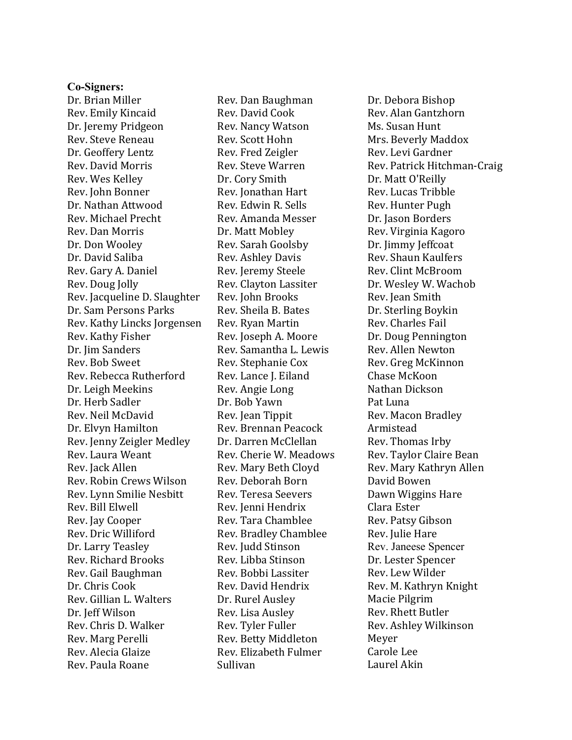**Co-Signers:**

Dr. Brian Miller
Rev. Emily Kincaid
Dr. Jeremy Pridgeon
Rev. Steve Reneau
Dr. Geoffery Lentz
Rev. David Morris
Rev. Wes Kelley
Rev. John Bonner
Dr. Nathan Attwood
Rev. Michael Precht
Rev. Dan Morris
Dr. Don Wooley
Dr. David Saliba
Rev. Gary A. Daniel
Rev. Doug Jolly
Rev. Jacqueline D. Slaughter
Dr. Sam Persons Parks
Rev. Kathy Lincks Jorgensen
Rev. Kathy Fisher
Dr. Jim Sanders
Rev. Bob Sweet
Rev. Rebecca Rutherford
Dr. Leigh Meekins
Dr. Herb Sadler
Rev. Neil McDavid
Dr. Elvyn Hamilton
Rev. Jenny Zeigler Medley
Rev. Laura Weant
Rev. Jack Allen
Rev. Robin Crews Wilson
Rev. Lynn Smilie Nesbitt
Rev. Bill Elwell
Rev. Jay Cooper
Rev. Dric Williford
Dr. Larry Teasley
Rev. Richard Brooks
Rev. Gail Baughman
Dr. Chris Cook
Rev. Gillian L. Walters
Dr. Jeff Wilson
Rev. Chris D. Walker
Rev. Marg Perelli
Rev. Alecia Glaize
Rev. Paula Roane
Rev. Dan Baughman
Rev. David Cook
Rev. Nancy Watson
Rev. Scott Hohn
Rev. Fred Zeigler
Rev. Steve Warren
Dr. Cory Smith
Rev. Jonathan Hart
Rev. Edwin R. Sells
Rev. Amanda Messer
Dr. Matt Mobley
Rev. Sarah Goolsby
Rev. Ashley Davis
Rev. Jeremy Steele
Rev. Clayton Lassiter
Rev. John Brooks
Rev. Sheila B. Bates
Rev. Ryan Martin
Rev. Joseph A. Moore
Rev. Samantha L. Lewis
Rev. Stephanie Cox
Rev. Lance J. Eiland
Rev. Angie Long
Dr. Bob Yawn
Rev. Jean Tippit
Rev. Brennan Peacock
Dr. Darren McClellan
Rev. Cherie W. Meadows
Rev. Mary Beth Cloyd
Rev. Deborah Born
Rev. Teresa Seevers
Rev. Jenni Hendrix
Rev. Tara Chamblee
Rev. Bradley Chamblee
Rev. Judd Stinson
Rev. Libba Stinson
Rev. Bobbi Lassiter
Rev. David Hendrix
Dr. Rurel Ausley
Rev. Lisa Ausley
Rev. Tyler Fuller
Rev. Betty Middleton
Rev. Elizabeth Fulmer Sullivan
Dr. Debora Bishop
Rev. Alan Gantzhorn
Ms. Susan Hunt
Mrs. Beverly Maddox
Rev. Levi Gardner
Rev. Patrick Hitchman-Craig
Dr. Matt O'Reilly
Rev. Lucas Tribble
Rev. Hunter Pugh
Dr. Jason Borders
Rev. Virginia Kagoro
Dr. Jimmy Jeffcoat
Rev. Shaun Kaulfers
Rev. Clint McBroom
Dr. Wesley W. Wachob
Rev. Jean Smith
Dr. Sterling Boykin
Rev. Charles Fail
Dr. Doug Pennington
Rev. Allen Newton
Rev. Greg McKinnon
Chase McKoon
Nathan Dickson
Pat Luna
Rev. Macon Bradley Armistead
Rev. Thomas Irby
Rev. Taylor Claire Bean
Rev. Mary Kathryn Allen
David Bowen
Dawn Wiggins Hare
Clara Ester
Rev. Patsy Gibson
Rev. Julie Hare
Rev. Janeese Spencer
Dr. Lester Spencer
Rev. Lew Wilder
Rev. M. Kathryn Knight
Macie Pilgrim
Rev. Rhett Butler
Rev. Ashley Wilkinson Meyer
Carole Lee
Laurel Akin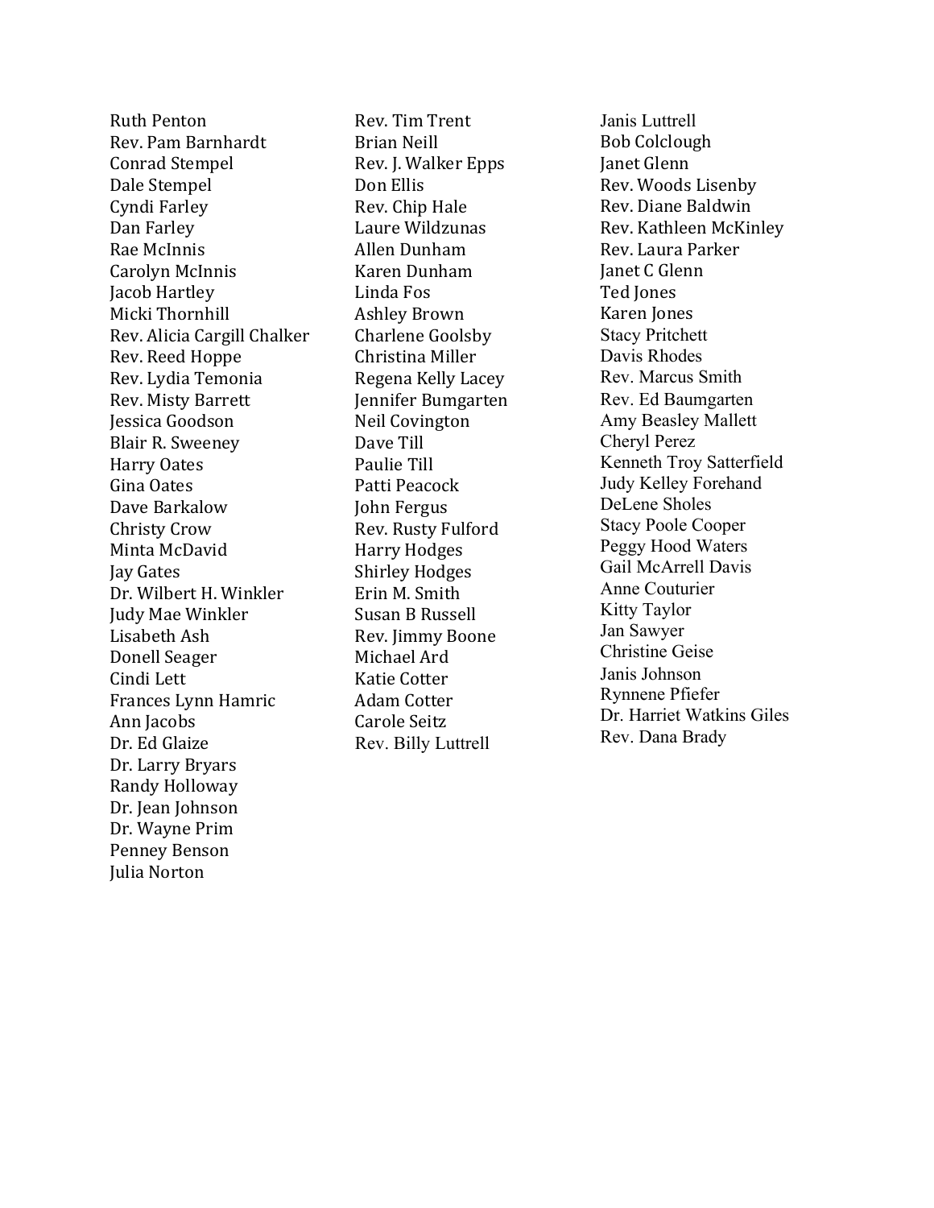Ruth Penton
Rev. Pam Barnhardt
Conrad Stempel
Dale Stempel
Cyndi Farley
Dan Farley
Rae McInnis
Carolyn McInnis
Jacob Hartley
Micki Thornhill
Rev. Alicia Cargill Chalker
Rev. Reed Hoppe
Rev. Lydia Temonia
Rev. Misty Barrett
Jessica Goodson
Blair R. Sweeney
Harry Oates
Gina Oates
Dave Barkalow
Christy Crow
Minta McDavid
Jay Gates
Dr. Wilbert H. Winkler
Judy Mae Winkler
Lisabeth Ash
Donell Seager
Cindi Lett
Frances Lynn Hamric
Ann Jacobs
Dr. Ed Glaize
Dr. Larry Bryars
Randy Holloway
Dr. Jean Johnson
Dr. Wayne Prim
Penney Benson
Julia Norton

Rev. Tim Trent
Brian Neill
Rev. J. Walker Epps
Don Ellis
Rev. Chip Hale
Laure Wildzunas
Allen Dunham
Karen Dunham
Linda Fos
Ashley Brown
Charlene Goolsby
Christina Miller
Regena Kelly Lacey
Jennifer Bumgarten
Neil Covington
Dave Till
Paulie Till
Patti Peacock
John Fergus
Rev. Rusty Fulford
Harry Hodges
Shirley Hodges
Erin M. Smith
Susan B Russell
Rev. Jimmy Boone
Michael Ard
Katie Cotter
Adam Cotter
Carole Seitz
Rev. Billy Luttrell

Janis Luttrell
Bob Colclough
Janet Glenn
Rev. Woods Lisenby
Rev. Diane Baldwin
Rev. Kathleen McKinley
Rev. Laura Parker
Janet C Glenn
Ted Jones
Karen Jones
Stacy Pritchett
Davis Rhodes
Rev. Marcus Smith
Rev. Ed Baumgarten
Amy Beasley Mallett
Cheryl Perez
Kenneth Troy Satterfield
Judy Kelley Forehand
DeLene Sholes
Stacy Poole Cooper
Peggy Hood Waters
Gail McArrell Davis
Anne Couturier
Kitty Taylor
Jan Sawyer
Christine Geise
Janis Johnson
Rynnene Pfiefer
Dr. Harriet Watkins Giles
Rev. Dana Brady